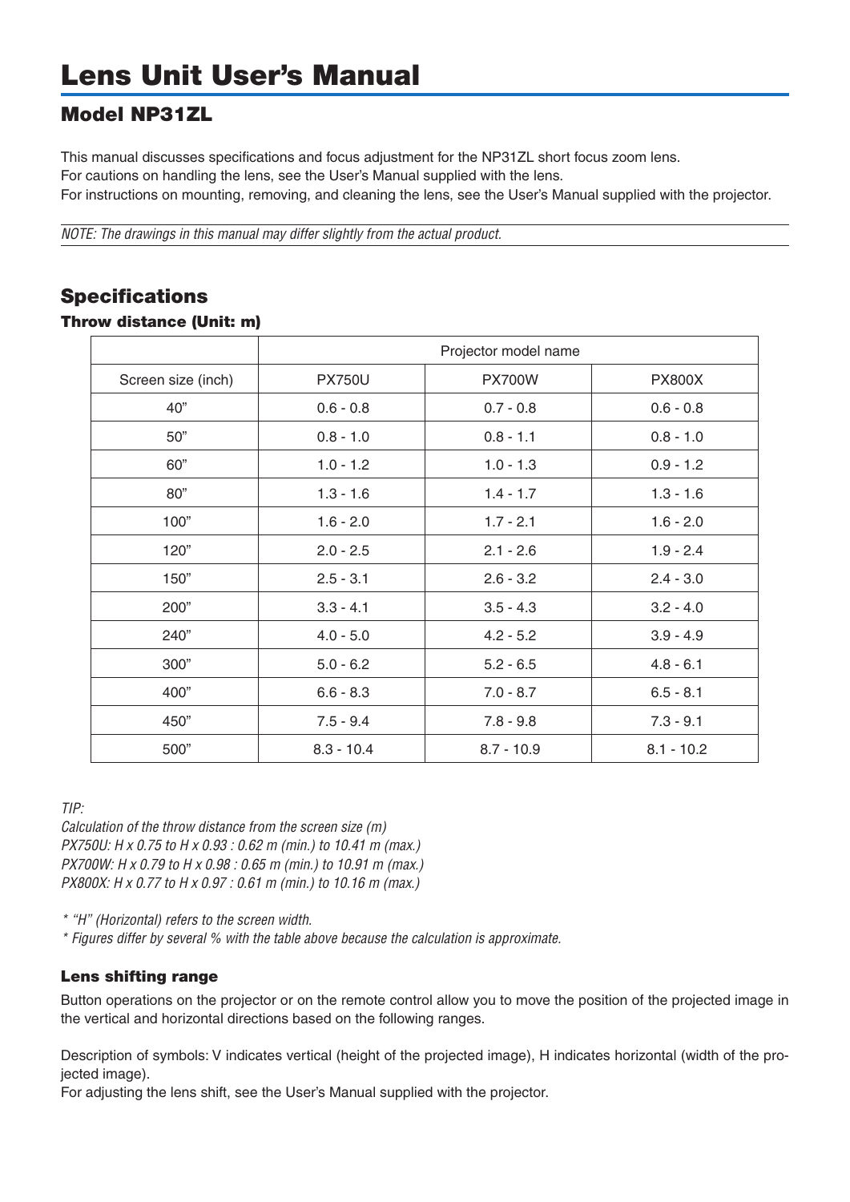# Lens Unit User's Manual

## Model NP31ZL

This manual discusses specifications and focus adjustment for the NP31ZL short focus zoom lens.
For cautions on handling the lens, see the User's Manual supplied with the lens.
For instructions on mounting, removing, and cleaning the lens, see the User's Manual supplied with the projector.

*NOTE: The drawings in this manual may differ slightly from the actual product.*

## Specifications

### Throw distance (Unit: m)

| | Projector model name | | |
|---|---|---|---|
| Screen size (inch) | PX750U | PX700W | PX800X |
| 40" | 0.6 - 0.8 | 0.7 - 0.8 | 0.6 - 0.8 |
| 50" | 0.8 - 1.0 | 0.8 - 1.1 | 0.8 - 1.0 |
| 60" | 1.0 - 1.2 | 1.0 - 1.3 | 0.9 - 1.2 |
| 80" | 1.3 - 1.6 | 1.4 - 1.7 | 1.3 - 1.6 |
| 100" | 1.6 - 2.0 | 1.7 - 2.1 | 1.6 - 2.0 |
| 120" | 2.0 - 2.5 | 2.1 - 2.6 | 1.9 - 2.4 |
| 150" | 2.5 - 3.1 | 2.6 - 3.2 | 2.4 - 3.0 |
| 200" | 3.3 - 4.1 | 3.5 - 4.3 | 3.2 - 4.0 |
| 240" | 4.0 - 5.0 | 4.2 - 5.2 | 3.9 - 4.9 |
| 300" | 5.0 - 6.2 | 5.2 - 6.5 | 4.8 - 6.1 |
| 400" | 6.6 - 8.3 | 7.0 - 8.7 | 6.5 - 8.1 |
| 450" | 7.5 - 9.4 | 7.8 - 9.8 | 7.3 - 9.1 |
| 500" | 8.3 - 10.4 | 8.7 - 10.9 | 8.1 - 10.2 |

*TIP:*
*Calculation of the throw distance from the screen size (m)*
*PX750U: H x 0.75 to H x 0.93 : 0.62 m (min.) to 10.41 m (max.)*
*PX700W: H x 0.79 to H x 0.98 : 0.65 m (min.) to 10.91 m (max.)*
*PX800X: H x 0.77 to H x 0.97 : 0.61 m (min.) to 10.16 m (max.)*

*\* "H" (Horizontal) refers to the screen width.*
*\* Figures differ by several % with the table above because the calculation is approximate.*

### Lens shifting range

Button operations on the projector or on the remote control allow you to move the position of the projected image in the vertical and horizontal directions based on the following ranges.

Description of symbols: V indicates vertical (height of the projected image), H indicates horizontal (width of the projected image).
For adjusting the lens shift, see the User's Manual supplied with the projector.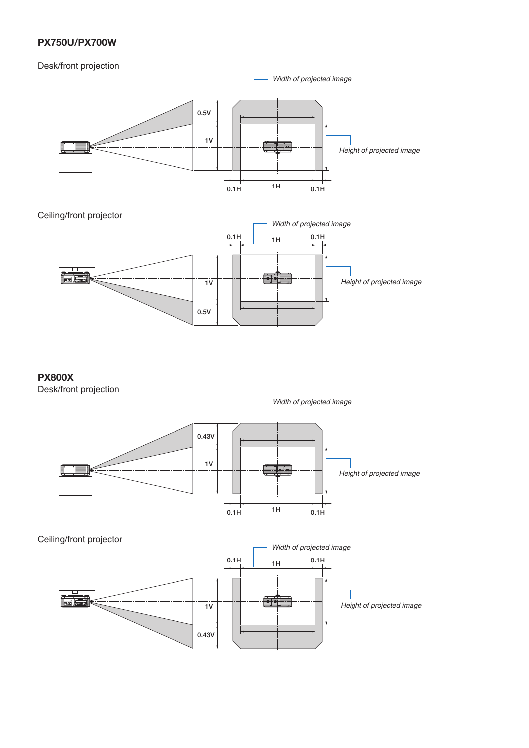## PX750U/PX700W

Desk/front projection

Width of projected image

0.5V

1V

Height of projected image

0.1H 1H 0.1H

Ceiling/front projector

Width of projected image

0.1H 1H 0.1H

1V

Height of projected image

0.5V

## PX800X

Desk/front projection

Width of projected image

0.43V

1V

Height of projected image

0.1H 1H 0.1H

Ceiling/front projector

Width of projected image

0.1H 1H 0.1H

1V

Height of projected image

0.43V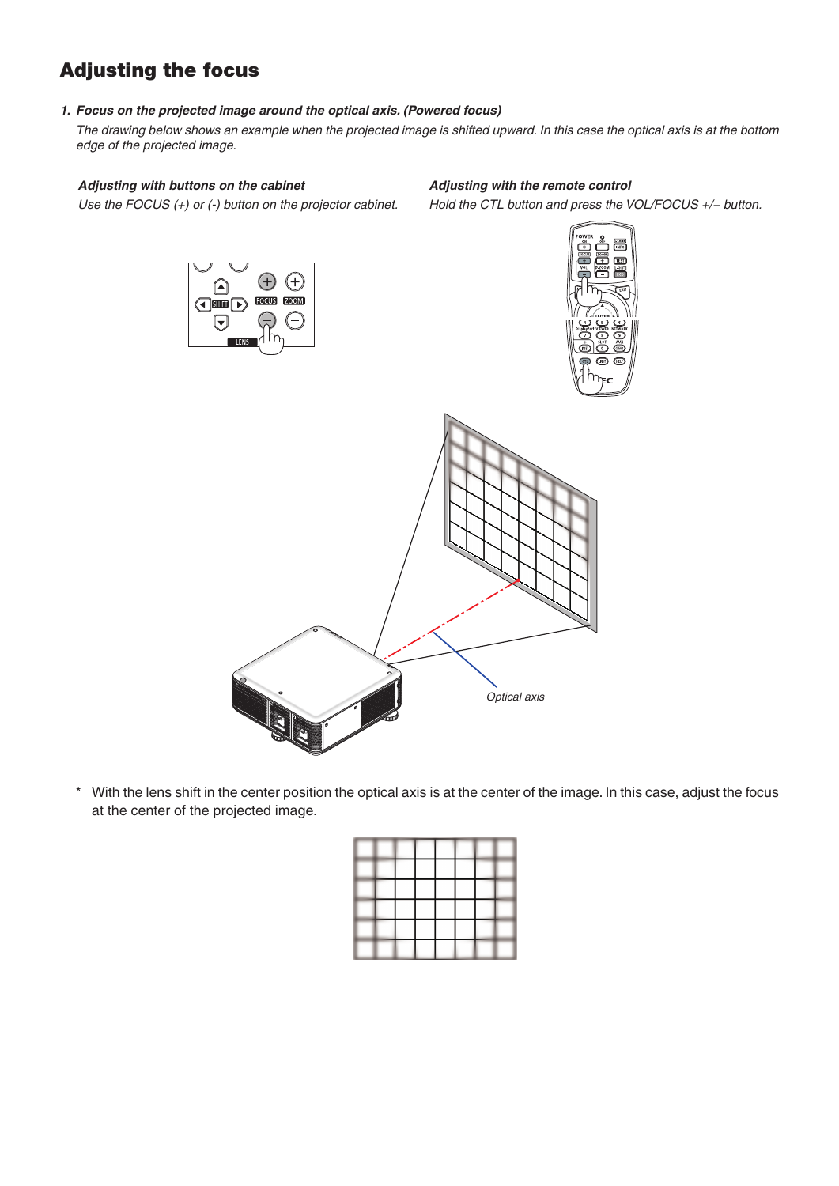## Adjusting the focus

1. ***Focus on the projected image around the optical axis. (Powered focus)***

   *The drawing below shows an example when the projected image is shifted upward. In this case the optical axis is at the bottom edge of the projected image.*

   ***Adjusting with buttons on the cabinet***

   *Use the FOCUS (+) or (-) button on the projector cabinet.*

   ***Adjusting with the remote control***

   *Hold the CTL button and press the VOL/FOCUS +/– button.*

   *Optical axis*

\* With the lens shift in the center position the optical axis is at the center of the image. In this case, adjust the focus at the center of the projected image.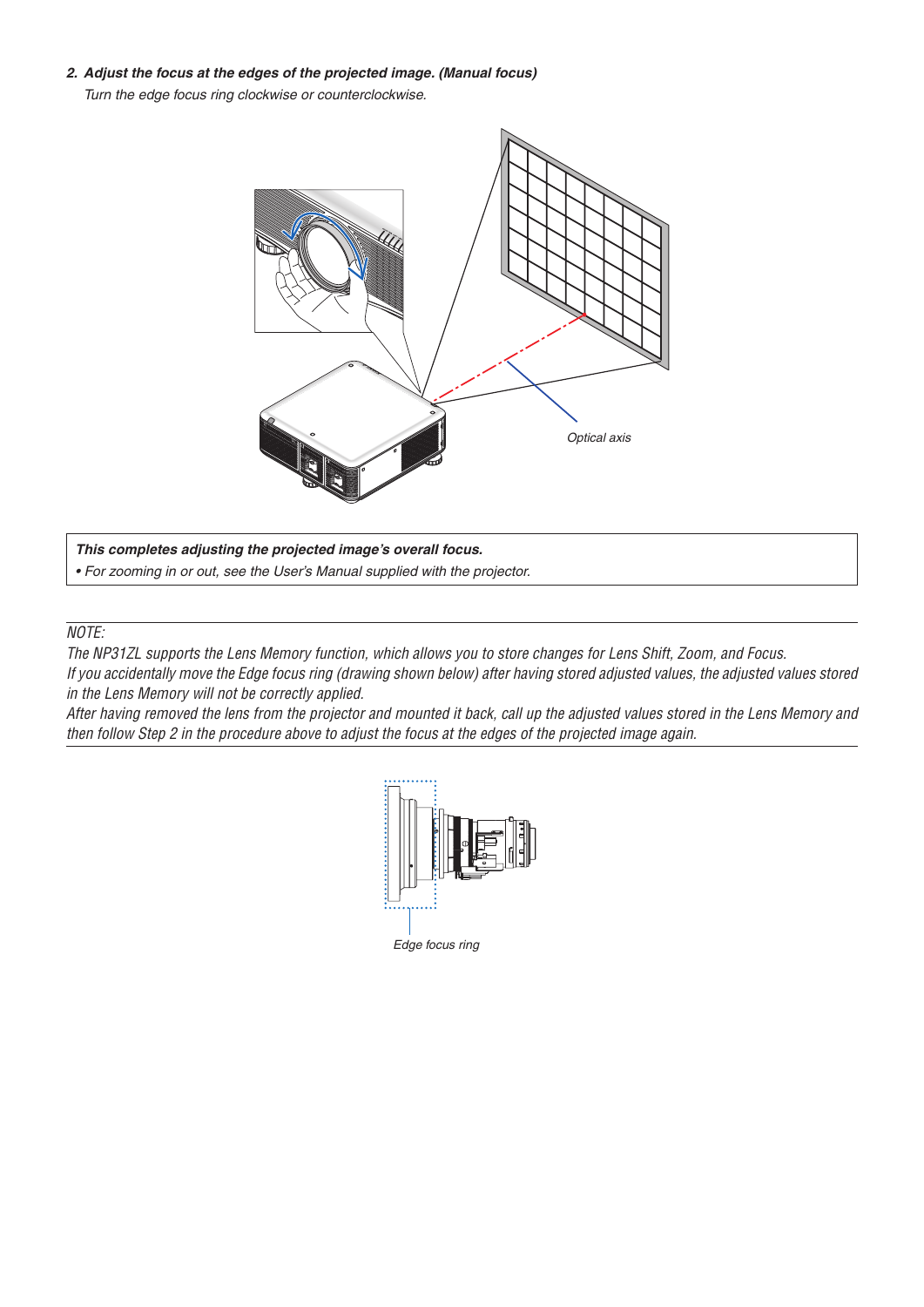***2. Adjust the focus at the edges of the projected image. (Manual focus)***

*Turn the edge focus ring clockwise or counterclockwise.*

Optical axis

***This completes adjusting the projected image's overall focus.***

*• For zooming in or out, see the User's Manual supplied with the projector.*

---

*NOTE:*

*The NP31ZL supports the Lens Memory function, which allows you to store changes for Lens Shift, Zoom, and Focus.*

*If you accidentally move the Edge focus ring (drawing shown below) after having stored adjusted values, the adjusted values stored in the Lens Memory will not be correctly applied.*

*After having removed the lens from the projector and mounted it back, call up the adjusted values stored in the Lens Memory and then follow Step 2 in the procedure above to adjust the focus at the edges of the projected image again.*

---

*Edge focus ring*